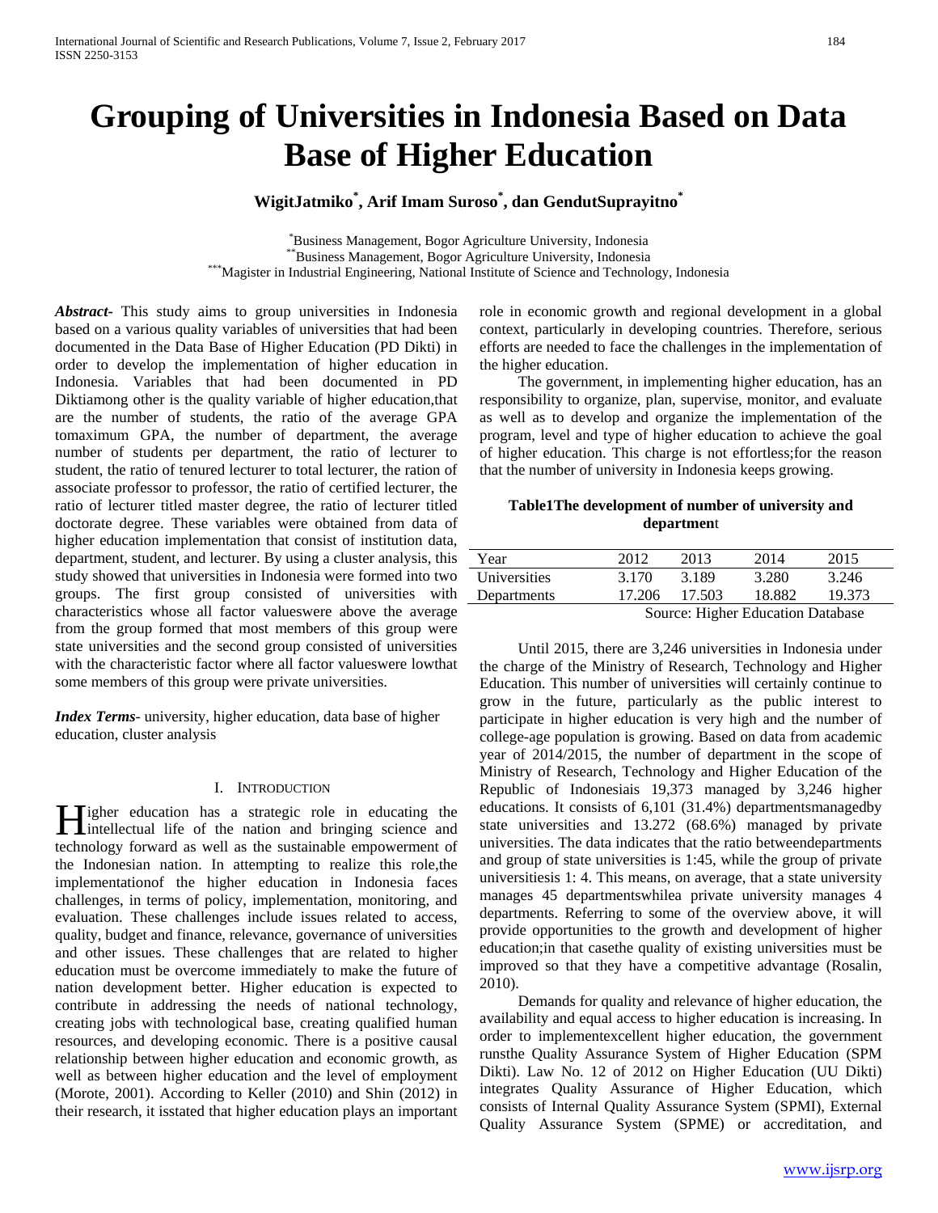# Grouping of Universities in Indonesia Based on Data Base of Higher Education

**WigitJatmiko[*], Arif Imam Suroso[*], dan GendutSuprayitno[*]**

[*]Business Management, Bogor Agriculture University, Indonesia
[**]Business Management, Bogor Agriculture University, Indonesia
[***]Magister in Industrial Engineering, National Institute of Science and Technology, Indonesia

***Abstract***- This study aims to group universities in Indonesia based on a various quality variables of universities that had been documented in the Data Base of Higher Education (PD Dikti) in order to develop the implementation of higher education in Indonesia. Variables that had been documented in PD Diktiamong other is the quality variable of higher education,that are the number of students, the ratio of the average GPA tomaximum GPA, the number of department, the average number of students per department, the ratio of lecturer to student, the ratio of tenured lecturer to total lecturer, the ration of associate professor to professor, the ratio of certified lecturer, the ratio of lecturer titled master degree, the ratio of lecturer titled doctorate degree. These variables were obtained from data of higher education implementation that consist of institution data, department, student, and lecturer. By using a cluster analysis, this study showed that universities in Indonesia were formed into two groups. The first group consisted of universities with characteristics whose all factor valueswere above the average from the group formed that most members of this group were state universities and the second group consisted of universities with the characteristic factor where all factor valueswere lowthat some members of this group were private universities.

***Index Terms***- university, higher education, data base of higher education, cluster analysis

## I. Introduction

Higher education has a strategic role in educating the intellectual life of the nation and bringing science and technology forward as well as the sustainable empowerment of the Indonesian nation. In attempting to realize this role,the implementationof the higher education in Indonesia faces challenges, in terms of policy, implementation, monitoring, and evaluation. These challenges include issues related to access, quality, budget and finance, relevance, governance of universities and other issues. These challenges that are related to higher education must be overcome immediately to make the future of nation development better. Higher education is expected to contribute in addressing the needs of national technology, creating jobs with technological base, creating qualified human resources, and developing economic. There is a positive causal relationship between higher education and economic growth, as well as between higher education and the level of employment (Morote, 2001). According to Keller (2010) and Shin (2012) in their research, it isstated that higher education plays an important role in economic growth and regional development in a global context, particularly in developing countries. Therefore, serious efforts are needed to face the challenges in the implementation of the higher education.

The government, in implementing higher education, has an responsibility to organize, plan, supervise, monitor, and evaluate as well as to develop and organize the implementation of the program, level and type of higher education to achieve the goal of higher education. This charge is not effortless;for the reason that the number of university in Indonesia keeps growing.

**Table1The development of number of university and department**

| Year | 2012 | 2013 | 2014 | 2015 |
|---|---|---|---|---|
| Universities | 3.170 | 3.189 | 3.280 | 3.246 |
| Departments | 17.206 | 17.503 | 18.882 | 19.373 |

Source: Higher Education Database

Until 2015, there are 3,246 universities in Indonesia under the charge of the Ministry of Research, Technology and Higher Education. This number of universities will certainly continue to grow in the future, particularly as the public interest to participate in higher education is very high and the number of college-age population is growing. Based on data from academic year of 2014/2015, the number of department in the scope of Ministry of Research, Technology and Higher Education of the Republic of Indonesiais 19,373 managed by 3,246 higher educations. It consists of 6,101 (31.4%) departmentsmanagedby state universities and 13.272 (68.6%) managed by private universities. The data indicates that the ratio betweendepartments and group of state universities is 1:45, while the group of private universitiesis 1: 4. This means, on average, that a state university manages 45 departmentswhilea private university manages 4 departments. Referring to some of the overview above, it will provide opportunities to the growth and development of higher education;in that casethe quality of existing universities must be improved so that they have a competitive advantage (Rosalin, 2010).

Demands for quality and relevance of higher education, the availability and equal access to higher education is increasing. In order to implementexcellent higher education, the government runsthe Quality Assurance System of Higher Education (SPM Dikti). Law No. 12 of 2012 on Higher Education (UU Dikti) integrates Quality Assurance of Higher Education, which consists of Internal Quality Assurance System (SPMI), External Quality Assurance System (SPME) or accreditation, and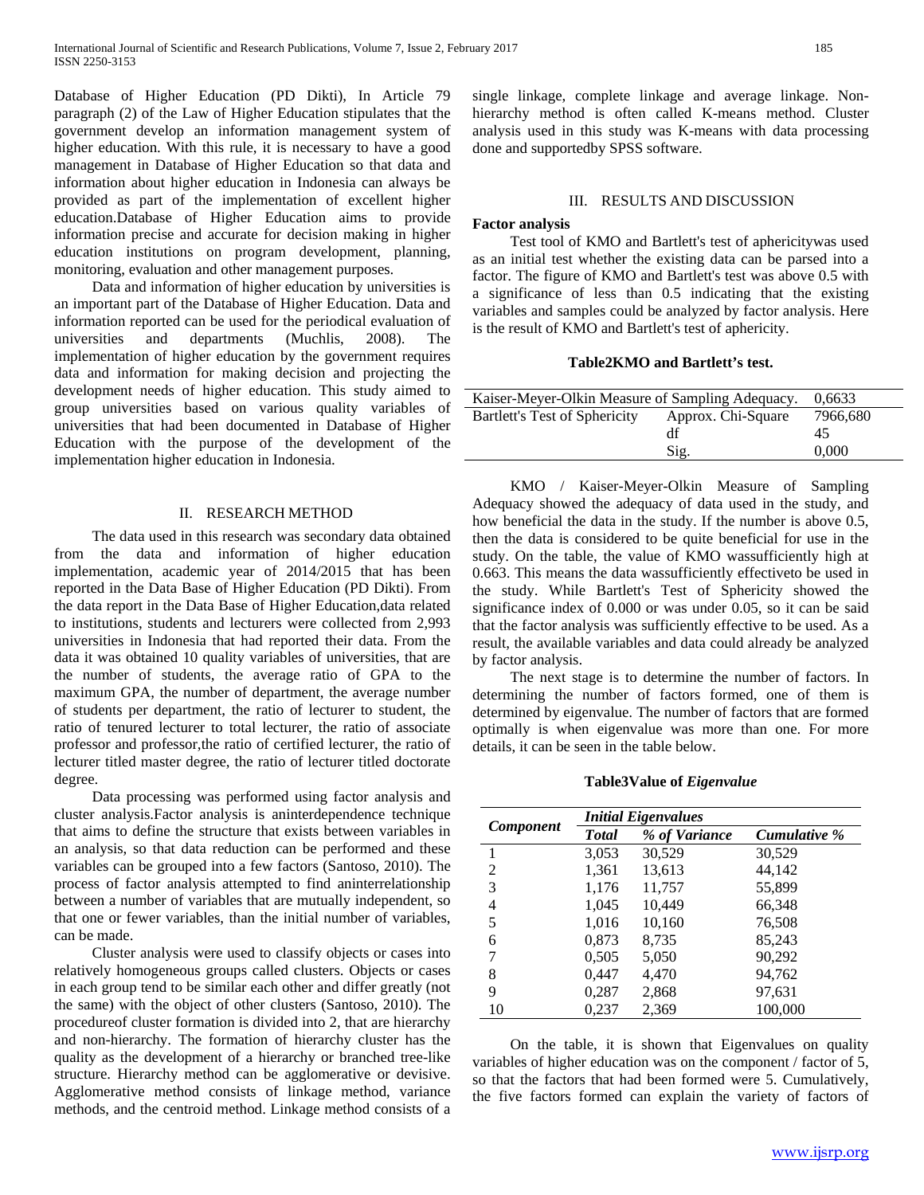Database of Higher Education (PD Dikti), In Article 79 paragraph (2) of the Law of Higher Education stipulates that the government develop an information management system of higher education. With this rule, it is necessary to have a good management in Database of Higher Education so that data and information about higher education in Indonesia can always be provided as part of the implementation of excellent higher education.Database of Higher Education aims to provide information precise and accurate for decision making in higher education institutions on program development, planning, monitoring, evaluation and other management purposes.

Data and information of higher education by universities is an important part of the Database of Higher Education. Data and information reported can be used for the periodical evaluation of universities and departments (Muchlis, 2008). The implementation of higher education by the government requires data and information for making decision and projecting the development needs of higher education. This study aimed to group universities based on various quality variables of universities that had been documented in Database of Higher Education with the purpose of the development of the implementation higher education in Indonesia.

## II. RESEARCH METHOD

The data used in this research was secondary data obtained from the data and information of higher education implementation, academic year of 2014/2015 that has been reported in the Data Base of Higher Education (PD Dikti). From the data report in the Data Base of Higher Education,data related to institutions, students and lecturers were collected from 2,993 universities in Indonesia that had reported their data. From the data it was obtained 10 quality variables of universities, that are the number of students, the average ratio of GPA to the maximum GPA, the number of department, the average number of students per department, the ratio of lecturer to student, the ratio of tenured lecturer to total lecturer, the ratio of associate professor and professor,the ratio of certified lecturer, the ratio of lecturer titled master degree, the ratio of lecturer titled doctorate degree.

Data processing was performed using factor analysis and cluster analysis.Factor analysis is aninterdependence technique that aims to define the structure that exists between variables in an analysis, so that data reduction can be performed and these variables can be grouped into a few factors (Santoso, 2010). The process of factor analysis attempted to find aninterrelationship between a number of variables that are mutually independent, so that one or fewer variables, than the initial number of variables, can be made.

Cluster analysis were used to classify objects or cases into relatively homogeneous groups called clusters. Objects or cases in each group tend to be similar each other and differ greatly (not the same) with the object of other clusters (Santoso, 2010). The procedureof cluster formation is divided into 2, that are hierarchy and non-hierarchy. The formation of hierarchy cluster has the quality as the development of a hierarchy or branched tree-like structure. Hierarchy method can be agglomerative or devisive. Agglomerative method consists of linkage method, variance methods, and the centroid method. Linkage method consists of a single linkage, complete linkage and average linkage. Non-hierarchy method is often called K-means method. Cluster analysis used in this study was K-means with data processing done and supportedby SPSS software.

## III. RESULTS AND DISCUSSION

**Factor analysis**

Test tool of KMO and Bartlett's test of aphericitywas used as an initial test whether the existing data can be parsed into a factor. The figure of KMO and Bartlett's test was above 0.5 with a significance of less than 0.5 indicating that the existing variables and samples could be analyzed by factor analysis. Here is the result of KMO and Bartlett's test of aphericity.

**Table2KMO and Bartlett's test.**

| Kaiser-Meyer-Olkin Measure of Sampling Adequacy. | | 0,6633 |
|---|---|---|
| Bartlett's Test of Sphericity | Approx. Chi-Square | 7966,680 |
| | df | 45 |
| | Sig. | 0,000 |

KMO / Kaiser-Meyer-Olkin Measure of Sampling Adequacy showed the adequacy of data used in the study, and how beneficial the data in the study. If the number is above 0.5, then the data is considered to be quite beneficial for use in the study. On the table, the value of KMO wassufficiently high at 0.663. This means the data wassufficiently effectiveto be used in the study. While Bartlett's Test of Sphericity showed the significance index of 0.000 or was under 0.05, so it can be said that the factor analysis was sufficiently effective to be used. As a result, the available variables and data could already be analyzed by factor analysis.

The next stage is to determine the number of factors. In determining the number of factors formed, one of them is determined by eigenvalue. The number of factors that are formed optimally is when eigenvalue was more than one. For more details, it can be seen in the table below.

**Table3Value of *Eigenvalue***

| ***Component*** | ***Initial Eigenvalues*** | | |
|---|---|---|---|
| | ***Total*** | ***% of Variance*** | ***Cumulative %*** |
| 1 | 3,053 | 30,529 | 30,529 |
| 2 | 1,361 | 13,613 | 44,142 |
| 3 | 1,176 | 11,757 | 55,899 |
| 4 | 1,045 | 10,449 | 66,348 |
| 5 | 1,016 | 10,160 | 76,508 |
| 6 | 0,873 | 8,735 | 85,243 |
| 7 | 0,505 | 5,050 | 90,292 |
| 8 | 0,447 | 4,470 | 94,762 |
| 9 | 0,287 | 2,868 | 97,631 |
| 10 | 0,237 | 2,369 | 100,000 |

On the table, it is shown that Eigenvalues on quality variables of higher education was on the component / factor of 5, so that the factors that had been formed were 5. Cumulatively, the five factors formed can explain the variety of factors of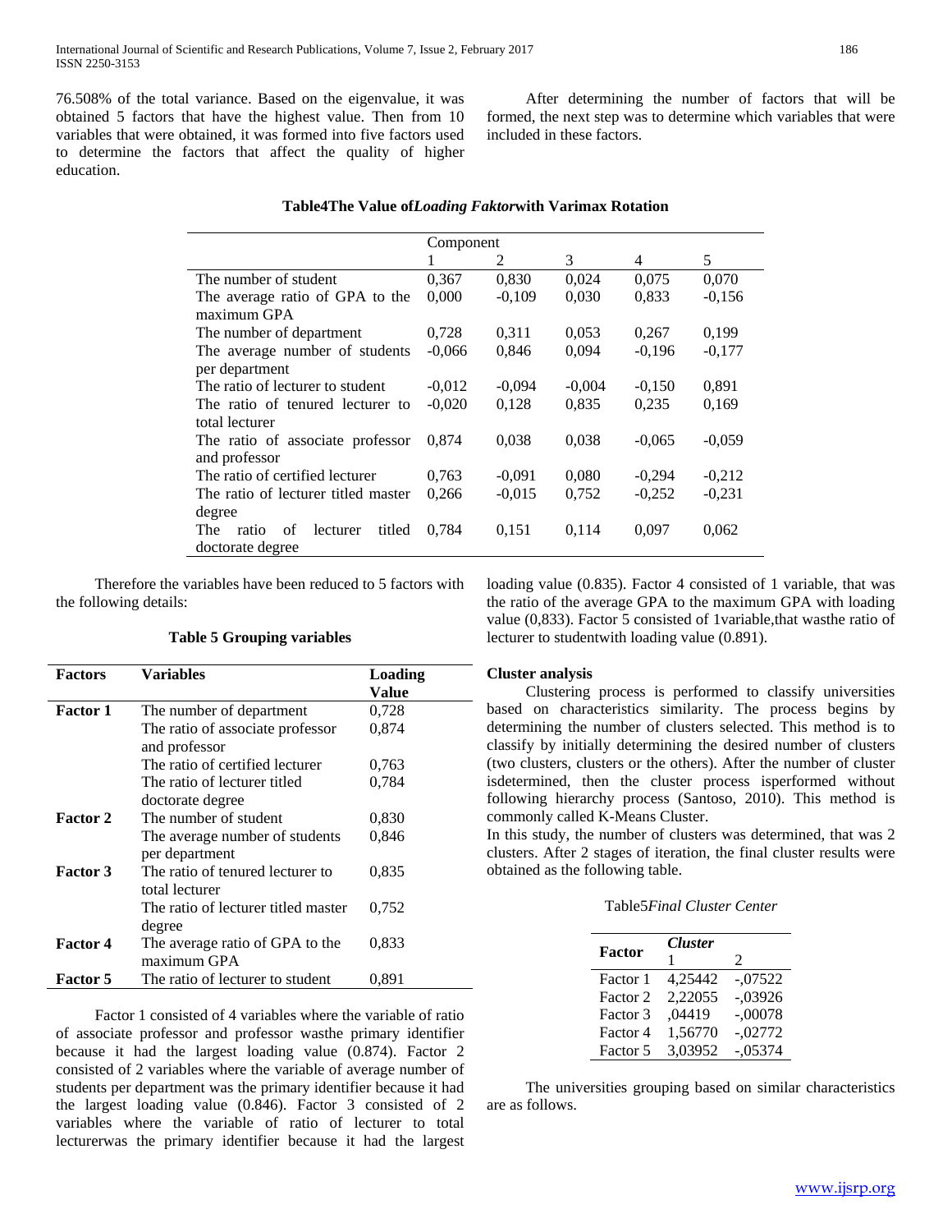76.508% of the total variance. Based on the eigenvalue, it was obtained 5 factors that have the highest value. Then from 10 variables that were obtained, it was formed into five factors used to determine the factors that affect the quality of higher education.

After determining the number of factors that will be formed, the next step was to determine which variables that were included in these factors.

**Table4The Value of*Loading Faktor*with Varimax Rotation**

| | Component | | | | |
|---|---|---|---|---|---|
| | 1 | 2 | 3 | 4 | 5 |
| The number of student | 0,367 | 0,830 | 0,024 | 0,075 | 0,070 |
| The average ratio of GPA to the maximum GPA | 0,000 | -0,109 | 0,030 | 0,833 | -0,156 |
| The number of department | 0,728 | 0,311 | 0,053 | 0,267 | 0,199 |
| The average number of students per department | -0,066 | 0,846 | 0,094 | -0,196 | -0,177 |
| The ratio of lecturer to student | -0,012 | -0,094 | -0,004 | -0,150 | 0,891 |
| The ratio of tenured lecturer to total lecturer | -0,020 | 0,128 | 0,835 | 0,235 | 0,169 |
| The ratio of associate professor and professor | 0,874 | 0,038 | 0,038 | -0,065 | -0,059 |
| The ratio of certified lecturer | 0,763 | -0,091 | 0,080 | -0,294 | -0,212 |
| The ratio of lecturer titled master degree | 0,266 | -0,015 | 0,752 | -0,252 | -0,231 |
| The ratio of lecturer titled doctorate degree | 0,784 | 0,151 | 0,114 | 0,097 | 0,062 |

Therefore the variables have been reduced to 5 factors with the following details:

**Table 5 Grouping variables**

| **Factors** | **Variables** | **Loading Value** |
|---|---|---|
| **Factor 1** | The number of department | 0,728 |
| | The ratio of associate professor and professor | 0,874 |
| | The ratio of certified lecturer | 0,763 |
| | The ratio of lecturer titled doctorate degree | 0,784 |
| **Factor 2** | The number of student | 0,830 |
| | The average number of students per department | 0,846 |
| **Factor 3** | The ratio of tenured lecturer to total lecturer | 0,835 |
| | The ratio of lecturer titled master degree | 0,752 |
| **Factor 4** | The average ratio of GPA to the maximum GPA | 0,833 |
| **Factor 5** | The ratio of lecturer to student | 0,891 |

Factor 1 consisted of 4 variables where the variable of ratio of associate professor and professor wasthe primary identifier because it had the largest loading value (0.874). Factor 2 consisted of 2 variables where the variable of average number of students per department was the primary identifier because it had the largest loading value (0.846). Factor 3 consisted of 2 variables where the variable of ratio of lecturer to total lecturerwas the primary identifier because it had the largest loading value (0.835). Factor 4 consisted of 1 variable, that was the ratio of the average GPA to the maximum GPA with loading value (0,833). Factor 5 consisted of 1variable,that wasthe ratio of lecturer to studentwith loading value (0.891).

**Cluster analysis**

Clustering process is performed to classify universities based on characteristics similarity. The process begins by determining the number of clusters selected. This method is to classify by initially determining the desired number of clusters (two clusters, clusters or the others). After the number of cluster isdetermined, then the cluster process isperformed without following hierarchy process (Santoso, 2010). This method is commonly called K-Means Cluster.

In this study, the number of clusters was determined, that was 2 clusters. After 2 stages of iteration, the final cluster results were obtained as the following table.

Table5*Final Cluster Center*

| **Factor** | ***Cluster*** | |
|---|---|---|
| | 1 | 2 |
| Factor 1 | 4,25442 | -,07522 |
| Factor 2 | 2,22055 | -,03926 |
| Factor 3 | ,04419 | -,00078 |
| Factor 4 | 1,56770 | -,02772 |
| Factor 5 | 3,03952 | -,05374 |

The universities grouping based on similar characteristics are as follows.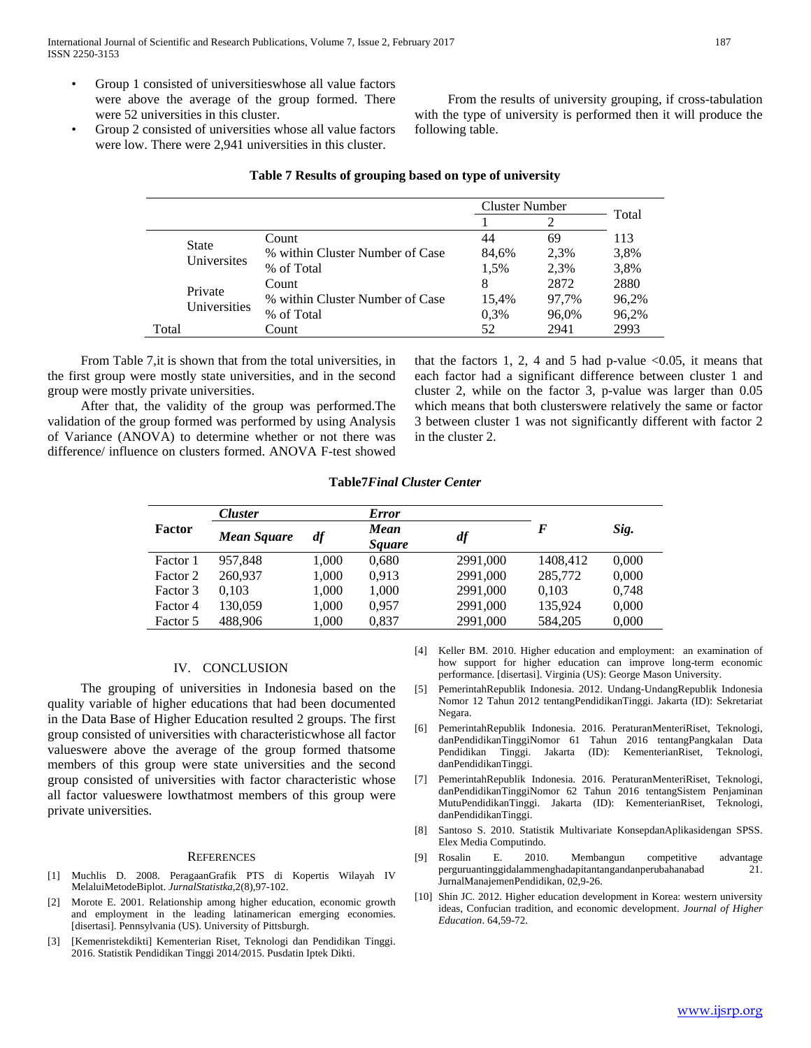- Group 1 consisted of universitieswhose all value factors were above the average of the group formed. There were 52 universities in this cluster.
- Group 2 consisted of universities whose all value factors were low. There were 2,941 universities in this cluster.

From the results of university grouping, if cross-tabulation with the type of university is performed then it will produce the following table.

**Table 7 Results of grouping based on type of university**

| | | Cluster Number | | Total |
|---|---|---|---|---|
| | | 1 | 2 | |
| State Universites | Count | 44 | 69 | 113 |
| | % within Cluster Number of Case | 84,6% | 2,3% | 3,8% |
| | % of Total | 1,5% | 2,3% | 3,8% |
| Private Universities | Count | 8 | 2872 | 2880 |
| | % within Cluster Number of Case | 15,4% | 97,7% | 96,2% |
| | % of Total | 0,3% | 96,0% | 96,2% |
| Total | Count | 52 | 2941 | 2993 |

From Table 7,it is shown that from the total universities, in the first group were mostly state universities, and in the second group were mostly private universities.

After that, the validity of the group was performed.The validation of the group formed was performed by using Analysis of Variance (ANOVA) to determine whether or not there was difference/ influence on clusters formed. ANOVA F-test showed that the factors 1, 2, 4 and 5 had p-value <0.05, it means that each factor had a significant difference between cluster 1 and cluster 2, while on the factor 3, p-value was larger than 0.05 which means that both clusterswere relatively the same or factor 3 between cluster 1 was not significantly different with factor 2 in the cluster 2.

**Table7*Final Cluster Center***

| Factor | *Cluster* | | *Error* | | *F* | *Sig.* |
|---|---|---|---|---|---|---|
| | *Mean Square* | *df* | *Mean Square* | *df* | | |
| Factor 1 | 957,848 | 1,000 | 0,680 | 2991,000 | 1408,412 | 0,000 |
| Factor 2 | 260,937 | 1,000 | 0,913 | 2991,000 | 285,772 | 0,000 |
| Factor 3 | 0,103 | 1,000 | 1,000 | 2991,000 | 0,103 | 0,748 |
| Factor 4 | 130,059 | 1,000 | 0,957 | 2991,000 | 135,924 | 0,000 |
| Factor 5 | 488,906 | 1,000 | 0,837 | 2991,000 | 584,205 | 0,000 |

## IV. CONCLUSION

The grouping of universities in Indonesia based on the quality variable of higher educations that had been documented in the Data Base of Higher Education resulted 2 groups. The first group consisted of universities with characteristicwhose all factor valueswere above the average of the group formed thatsome members of this group were state universities and the second group consisted of universities with factor characteristic whose all factor valueswere lowthatmost members of this group were private universities.

## REFERENCES

[1] Muchlis D. 2008. PeragaanGrafik PTS di Kopertis Wilayah IV MelaluiMetodeBiplot. *JurnalStatistka*,2(8),97-102.

[2] Morote E. 2001. Relationship among higher education, economic growth and employment in the leading latinamerican emerging economies. [disertasi]. Pennsylvania (US). University of Pittsburgh.

[3] [Kemenristekdikti] Kementerian Riset, Teknologi dan Pendidikan Tinggi. 2016. Statistik Pendidikan Tinggi 2014/2015. Pusdatin Iptek Dikti.

[4] Keller BM. 2010. Higher education and employment: an examination of how support for higher education can improve long-term economic performance. [disertasi]. Virginia (US): George Mason University.

[5] PemerintahRepublik Indonesia. 2012. Undang-UndangRepublik Indonesia Nomor 12 Tahun 2012 tentangPendidikanTinggi. Jakarta (ID): Sekretariat Negara.

[6] PemerintahRepublik Indonesia. 2016. PeraturanMenteriRiset, Teknologi, danPendidikanTinggiNomor 61 Tahun 2016 tentangPangkalan Data Pendidikan Tinggi. Jakarta (ID): KementerianRiset, Teknologi, danPendidikanTinggi.

[7] PemerintahRepublik Indonesia. 2016. PeraturanMenteriRiset, Teknologi, danPendidikanTinggiNomor 62 Tahun 2016 tentangSistem Penjaminan MutuPendidikanTinggi. Jakarta (ID): KementerianRiset, Teknologi, danPendidikanTinggi.

[8] Santoso S. 2010. Statistik Multivariate KonsepdanAplikasidengan SPSS. Elex Media Computindo.

[9] Rosalin E. 2010. Membangun competitive advantage perguruantinggidalammenghadapitantangandanperubahanabad 21. JurnalManajemenPendidikan, 02,9-26.

[10] Shin JC. 2012. Higher education development in Korea: western university ideas, Confucian tradition, and economic development. *Journal of Higher Education*. 64,59-72.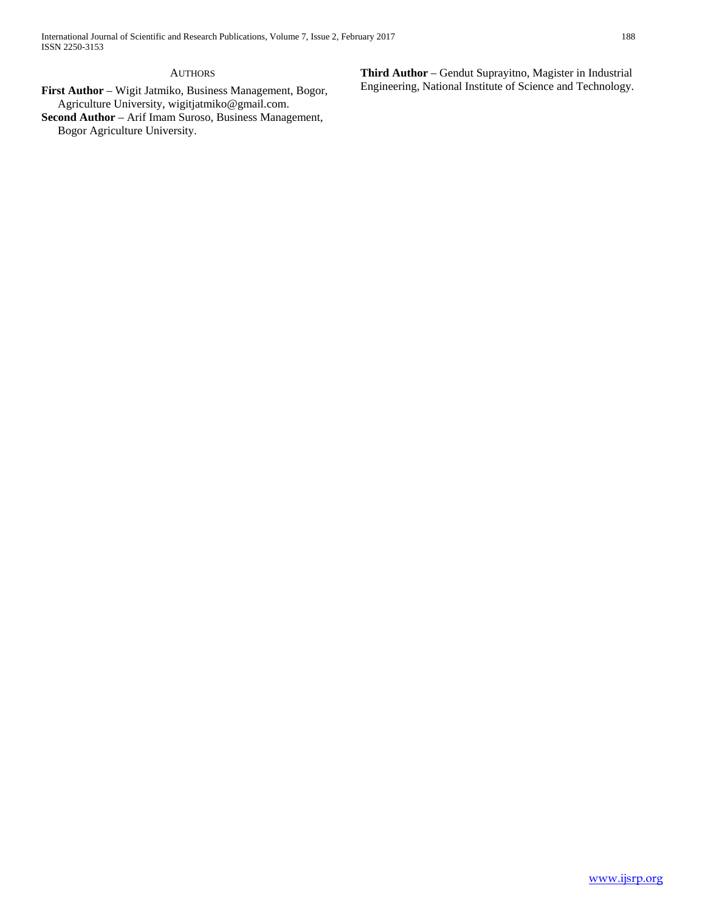## AUTHORS

**First Author** – Wigit Jatmiko, Business Management, Bogor, Agriculture University, wigitjatmiko@gmail.com.

**Second Author** – Arif Imam Suroso, Business Management, Bogor Agriculture University.

**Third Author** – Gendut Suprayitno, Magister in Industrial Engineering, National Institute of Science and Technology.